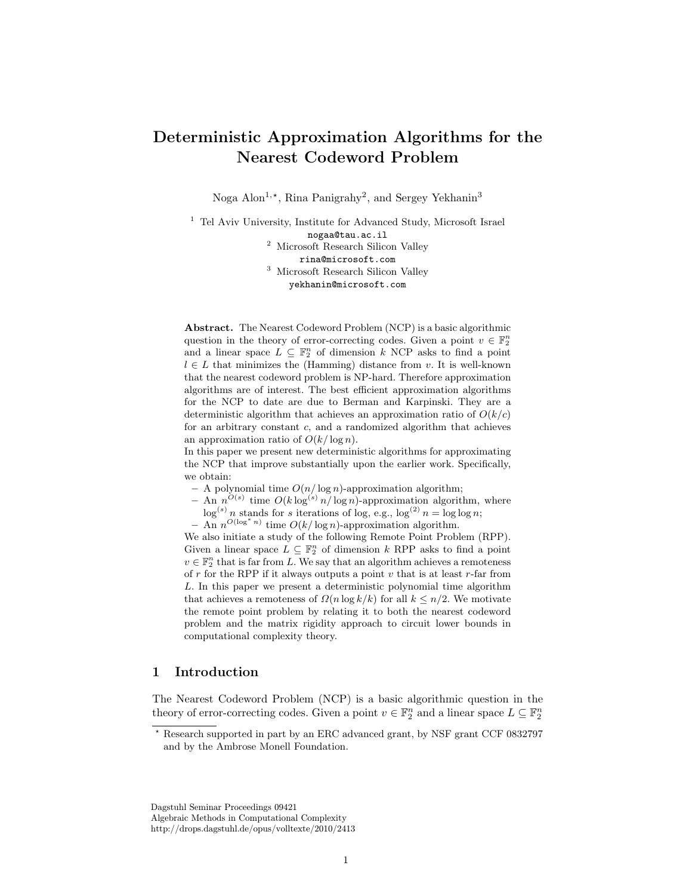# Deterministic Approximation Algorithms for the Nearest Codeword Problem

Noga Alon[1,⋆], Rina Panigrahy[2], and Sergey Yekhanin[3]

[1] Tel Aviv University, Institute for Advanced Study, Microsoft Israel
nogaa@tau.ac.il
[2] Microsoft Research Silicon Valley
rina@microsoft.com
[3] Microsoft Research Silicon Valley
yekhanin@microsoft.com

**Abstract.** The Nearest Codeword Problem (NCP) is a basic algorithmic question in the theory of error-correcting codes. Given a point $v \in \mathbb{F}_2^n$ and a linear space $L \subseteq \mathbb{F}_2^n$ of dimension $k$ NCP asks to find a point $l \in L$ that minimizes the (Hamming) distance from $v$. It is well-known that the nearest codeword problem is NP-hard. Therefore approximation algorithms are of interest. The best efficient approximation algorithms for the NCP to date are due to Berman and Karpinski. They are a deterministic algorithm that achieves an approximation ratio of $O(k/c)$ for an arbitrary constant $c$, and a randomized algorithm that achieves an approximation ratio of $O(k/\log n)$.
In this paper we present new deterministic algorithms for approximating the NCP that improve substantially upon the earlier work. Specifically, we obtain:

- A polynomial time $O(n/\log n)$-approximation algorithm;
- An $n^{O(s)}$ time $O(k \log^{(s)} n/\log n)$-approximation algorithm, where $\log^{(s)} n$ stands for $s$ iterations of log, e.g., $\log^{(2)} n = \log\log n$;
- An $n^{O(\log^* n)}$ time $O(k/\log n)$-approximation algorithm.

We also initiate a study of the following Remote Point Problem (RPP). Given a linear space $L \subseteq \mathbb{F}_2^n$ of dimension $k$ RPP asks to find a point $v \in \mathbb{F}_2^n$ that is far from $L$. We say that an algorithm achieves a remoteness of $r$ for the RPP if it always outputs a point $v$ that is at least $r$-far from $L$. In this paper we present a deterministic polynomial time algorithm that achieves a remoteness of $\Omega(n \log k/k)$ for all $k \leq n/2$. We motivate the remote point problem by relating it to both the nearest codeword problem and the matrix rigidity approach to circuit lower bounds in computational complexity theory.

## 1 Introduction

The Nearest Codeword Problem (NCP) is a basic algorithmic question in the theory of error-correcting codes. Given a point $v \in \mathbb{F}_2^n$ and a linear space $L \subseteq \mathbb{F}_2^n$

⋆ Research supported in part by an ERC advanced grant, by NSF grant CCF 0832797 and by the Ambrose Monell Foundation.

Dagstuhl Seminar Proceedings 09421
Algebraic Methods in Computational Complexity
http://drops.dagstuhl.de/opus/volltexte/2010/2413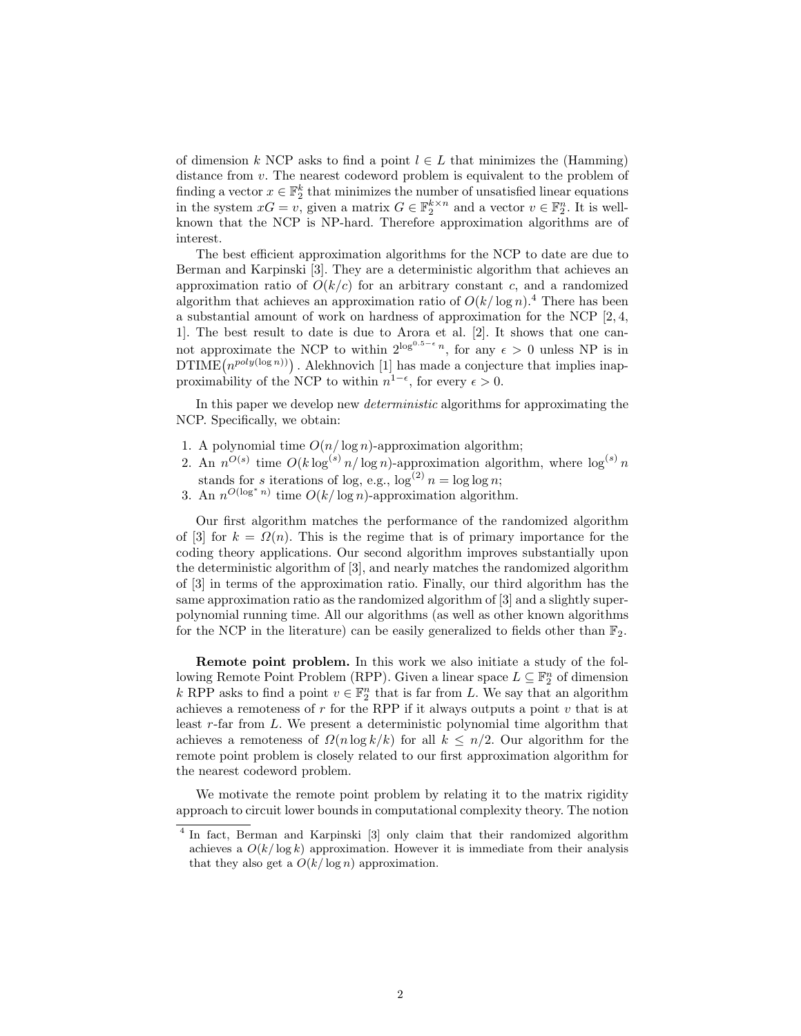of dimension $k$ NCP asks to find a point $l \in L$ that minimizes the (Hamming) distance from $v$. The nearest codeword problem is equivalent to the problem of finding a vector $x \in \mathbb{F}_2^k$ that minimizes the number of unsatisfied linear equations in the system $xG = v$, given a matrix $G \in \mathbb{F}_2^{k \times n}$ and a vector $v \in \mathbb{F}_2^n$. It is well-known that the NCP is NP-hard. Therefore approximation algorithms are of interest.

The best efficient approximation algorithms for the NCP to date are due to Berman and Karpinski [3]. They are a deterministic algorithm that achieves an approximation ratio of $O(k/c)$ for an arbitrary constant $c$, and a randomized algorithm that achieves an approximation ratio of $O(k/\log n)$.[4] There has been a substantial amount of work on hardness of approximation for the NCP [2, 4, 1]. The best result to date is due to Arora et al. [2]. It shows that one cannot approximate the NCP to within $2^{\log^{0.5-\epsilon} n}$, for any $\epsilon > 0$ unless NP is in $\mathrm{DTIME}\big(n^{poly(\log n)}\big)$. Alekhnovich [1] has made a conjecture that implies inapproximability of the NCP to within $n^{1-\epsilon}$, for every $\epsilon > 0$.

In this paper we develop new *deterministic* algorithms for approximating the NCP. Specifically, we obtain:

1. A polynomial time $O(n/\log n)$-approximation algorithm;
2. An $n^{O(s)}$ time $O(k \log^{(s)} n / \log n)$-approximation algorithm, where $\log^{(s)} n$ stands for $s$ iterations of log, e.g., $\log^{(2)} n = \log \log n$;
3. An $n^{O(\log^* n)}$ time $O(k/\log n)$-approximation algorithm.

Our first algorithm matches the performance of the randomized algorithm of [3] for $k = \Omega(n)$. This is the regime that is of primary importance for the coding theory applications. Our second algorithm improves substantially upon the deterministic algorithm of [3], and nearly matches the randomized algorithm of [3] in terms of the approximation ratio. Finally, our third algorithm has the same approximation ratio as the randomized algorithm of [3] and a slightly super-polynomial running time. All our algorithms (as well as other known algorithms for the NCP in the literature) can be easily generalized to fields other than $\mathbb{F}_2$.

**Remote point problem.** In this work we also initiate a study of the following Remote Point Problem (RPP). Given a linear space $L \subseteq \mathbb{F}_2^n$ of dimension $k$ RPP asks to find a point $v \in \mathbb{F}_2^n$ that is far from $L$. We say that an algorithm achieves a remoteness of $r$ for the RPP if it always outputs a point $v$ that is at least $r$-far from $L$. We present a deterministic polynomial time algorithm that achieves a remoteness of $\Omega(n \log k/k)$ for all $k \leq n/2$. Our algorithm for the remote point problem is closely related to our first approximation algorithm for the nearest codeword problem.

We motivate the remote point problem by relating it to the matrix rigidity approach to circuit lower bounds in computational complexity theory. The notion

[4] In fact, Berman and Karpinski [3] only claim that their randomized algorithm achieves a $O(k/\log k)$ approximation. However it is immediate from their analysis that they also get a $O(k/\log n)$ approximation.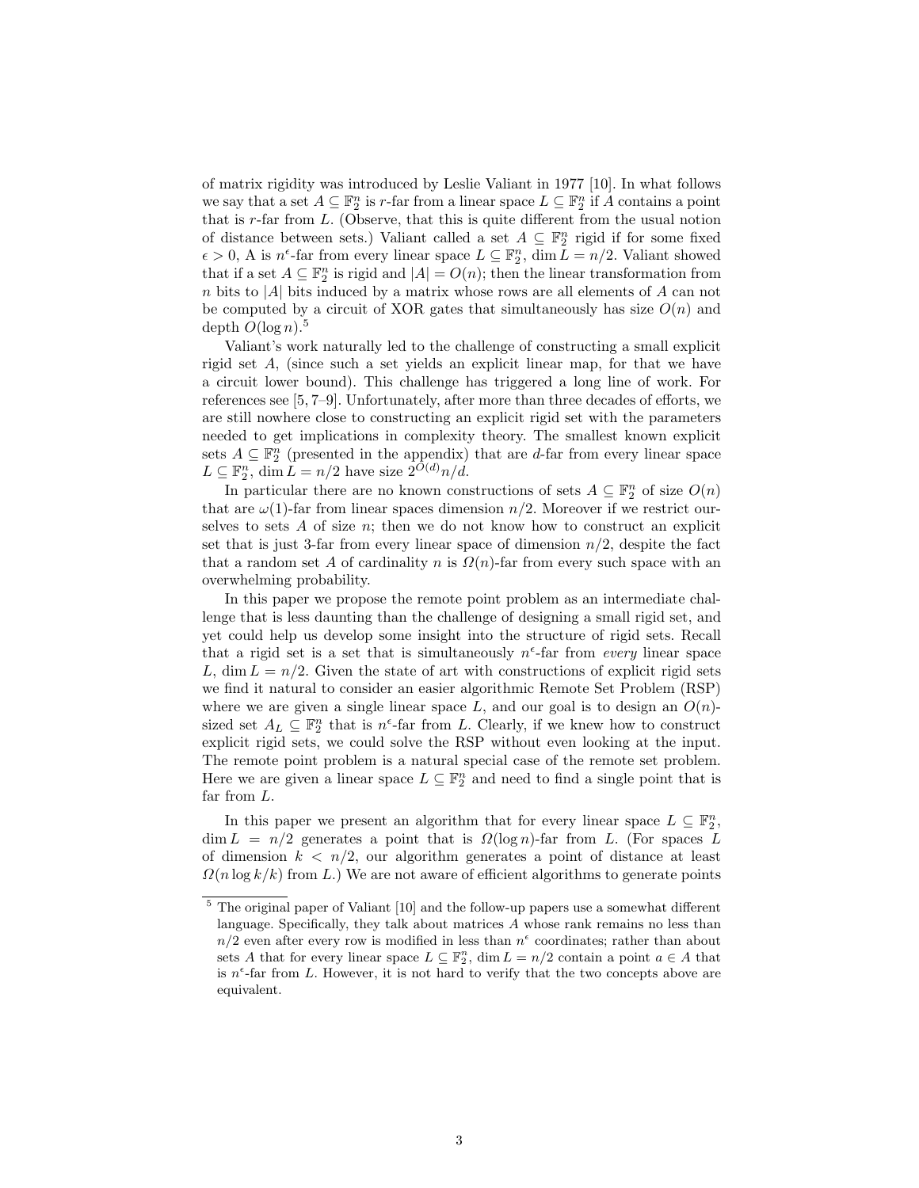of matrix rigidity was introduced by Leslie Valiant in 1977 [10]. In what follows we say that a set $A \subseteq \mathbb{F}_2^n$ is $r$-far from a linear space $L \subseteq \mathbb{F}_2^n$ if $A$ contains a point that is $r$-far from $L$. (Observe, that this is quite different from the usual notion of distance between sets.) Valiant called a set $A \subseteq \mathbb{F}_2^n$ rigid if for some fixed $\epsilon > 0$, A is $n^\epsilon$-far from every linear space $L \subseteq \mathbb{F}_2^n$, $\dim L = n/2$. Valiant showed that if a set $A \subseteq \mathbb{F}_2^n$ is rigid and $|A| = O(n)$; then the linear transformation from $n$ bits to $|A|$ bits induced by a matrix whose rows are all elements of $A$ can not be computed by a circuit of XOR gates that simultaneously has size $O(n)$ and depth $O(\log n)$.[5]

Valiant's work naturally led to the challenge of constructing a small explicit rigid set $A$, (since such a set yields an explicit linear map, for that we have a circuit lower bound). This challenge has triggered a long line of work. For references see [5, 7–9]. Unfortunately, after more than three decades of efforts, we are still nowhere close to constructing an explicit rigid set with the parameters needed to get implications in complexity theory. The smallest known explicit sets $A \subseteq \mathbb{F}_2^n$ (presented in the appendix) that are $d$-far from every linear space $L \subseteq \mathbb{F}_2^n$, $\dim L = n/2$ have size $2^{O(d)} n/d$.

In particular there are no known constructions of sets $A \subseteq \mathbb{F}_2^n$ of size $O(n)$ that are $\omega(1)$-far from linear spaces dimension $n/2$. Moreover if we restrict ourselves to sets $A$ of size $n$; then we do not know how to construct an explicit set that is just 3-far from every linear space of dimension $n/2$, despite the fact that a random set $A$ of cardinality $n$ is $\Omega(n)$-far from every such space with an overwhelming probability.

In this paper we propose the remote point problem as an intermediate challenge that is less daunting than the challenge of designing a small rigid set, and yet could help us develop some insight into the structure of rigid sets. Recall that a rigid set is a set that is simultaneously $n^\epsilon$-far from *every* linear space $L$, $\dim L = n/2$. Given the state of art with constructions of explicit rigid sets we find it natural to consider an easier algorithmic Remote Set Problem (RSP) where we are given a single linear space $L$, and our goal is to design an $O(n)$-sized set $A_L \subseteq \mathbb{F}_2^n$ that is $n^\epsilon$-far from $L$. Clearly, if we knew how to construct explicit rigid sets, we could solve the RSP without even looking at the input. The remote point problem is a natural special case of the remote set problem. Here we are given a linear space $L \subseteq \mathbb{F}_2^n$ and need to find a single point that is far from $L$.

In this paper we present an algorithm that for every linear space $L \subseteq \mathbb{F}_2^n$, $\dim L = n/2$ generates a point that is $\Omega(\log n)$-far from $L$. (For spaces $L$ of dimension $k < n/2$, our algorithm generates a point of distance at least $\Omega(n \log k / k)$ from $L$.) We are not aware of efficient algorithms to generate points

[5] The original paper of Valiant [10] and the follow-up papers use a somewhat different language. Specifically, they talk about matrices $A$ whose rank remains no less than $n/2$ even after every row is modified in less than $n^\epsilon$ coordinates; rather than about sets $A$ that for every linear space $L \subseteq \mathbb{F}_2^n$, $\dim L = n/2$ contain a point $a \in A$ that is $n^\epsilon$-far from $L$. However, it is not hard to verify that the two concepts above are equivalent.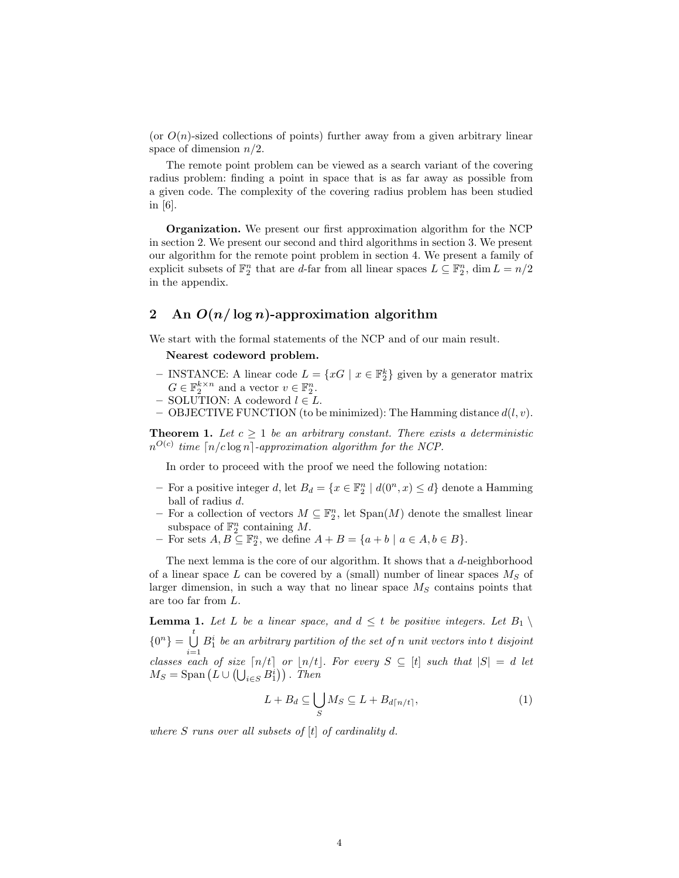(or $O(n)$-sized collections of points) further away from a given arbitrary linear space of dimension $n/2$.

The remote point problem can be viewed as a search variant of the covering radius problem: finding a point in space that is as far away as possible from a given code. The complexity of the covering radius problem has been studied in [6].

**Organization.** We present our first approximation algorithm for the NCP in section 2. We present our second and third algorithms in section 3. We present our algorithm for the remote point problem in section 4. We present a family of explicit subsets of $\mathbb{F}_2^n$ that are $d$-far from all linear spaces $L \subseteq \mathbb{F}_2^n$, $\dim L = n/2$ in the appendix.

## 2 An $O(n/\log n)$-approximation algorithm

We start with the formal statements of the NCP and of our main result.

**Nearest codeword problem.**

- INSTANCE: A linear code $L = \{xG \mid x \in \mathbb{F}_2^k\}$ given by a generator matrix $G \in \mathbb{F}_2^{k \times n}$ and a vector $v \in \mathbb{F}_2^n$.
- SOLUTION: A codeword $l \in L$.
- OBJECTIVE FUNCTION (to be minimized): The Hamming distance $d(l, v)$.

**Theorem 1.** *Let $c \geq 1$ be an arbitrary constant. There exists a deterministic $n^{O(c)}$ time $\lceil n/c \log n \rceil$-approximation algorithm for the NCP.*

In order to proceed with the proof we need the following notation:

- For a positive integer $d$, let $B_d = \{x \in \mathbb{F}_2^n \mid d(0^n, x) \leq d\}$ denote a Hamming ball of radius $d$.
- For a collection of vectors $M \subseteq \mathbb{F}_2^n$, let $\mathrm{Span}(M)$ denote the smallest linear subspace of $\mathbb{F}_2^n$ containing $M$.
- For sets $A, B \subseteq \mathbb{F}_2^n$, we define $A + B = \{a + b \mid a \in A, b \in B\}$.

The next lemma is the core of our algorithm. It shows that a $d$-neighborhood of a linear space $L$ can be covered by a (small) number of linear spaces $M_S$ of larger dimension, in such a way that no linear space $M_S$ contains points that are too far from $L$.

**Lemma 1.** *Let $L$ be a linear space, and $d \leq t$ be positive integers. Let $B_1 \setminus \{0^n\} = \bigcup_{i=1}^{t} B_1^i$ be an arbitrary partition of the set of $n$ unit vectors into $t$ disjoint classes each of size $\lceil n/t \rceil$ or $\lfloor n/t \rfloor$. For every $S \subseteq [t]$ such that $|S| = d$ let $M_S = \mathrm{Span}\left(L \cup \left(\bigcup_{i \in S} B_1^i\right)\right)$. Then*

$$L + B_d \subseteq \bigcup_S M_S \subseteq L + B_{d\lceil n/t \rceil}, \tag{1}$$

*where $S$ runs over all subsets of $[t]$ of cardinality $d$.*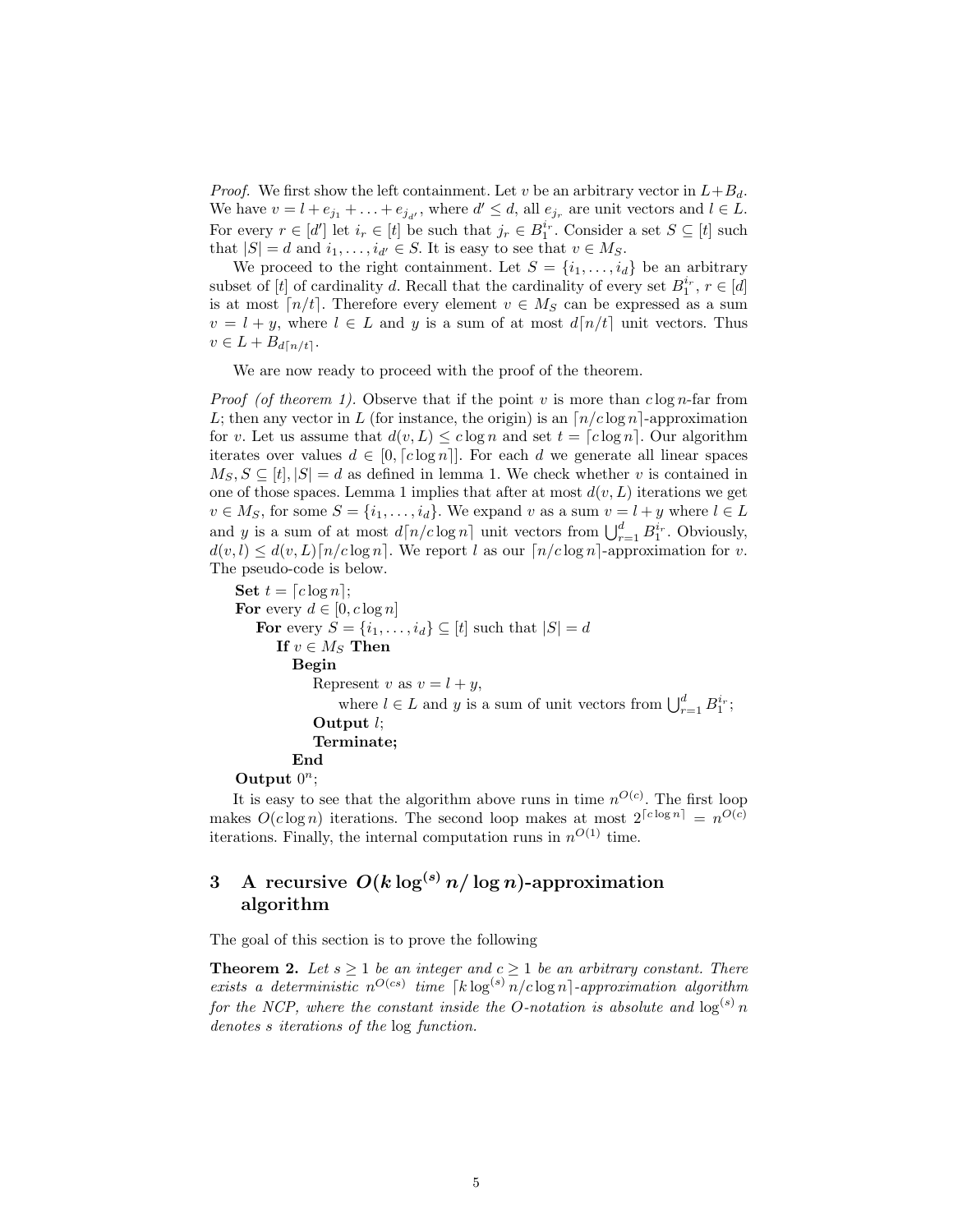*Proof.* We first show the left containment. Let $v$ be an arbitrary vector in $L+B_d$. We have $v = l + e_{j_1} + \ldots + e_{j_{d'}}$, where $d' \leq d$, all $e_{j_r}$ are unit vectors and $l \in L$. For every $r \in [d']$ let $i_r \in [t]$ be such that $j_r \in B_1^{i_r}$. Consider a set $S \subseteq [t]$ such that $|S| = d$ and $i_1, \ldots, i_{d'} \in S$. It is easy to see that $v \in M_S$.

We proceed to the right containment. Let $S = \{i_1, \ldots, i_d\}$ be an arbitrary subset of $[t]$ of cardinality $d$. Recall that the cardinality of every set $B_1^{i_r}$, $r \in [d]$ is at most $\lceil n/t \rceil$. Therefore every element $v \in M_S$ can be expressed as a sum $v = l + y$, where $l \in L$ and $y$ is a sum of at most $d\lceil n/t \rceil$ unit vectors. Thus $v \in L + B_{d\lceil n/t \rceil}$.

We are now ready to proceed with the proof of the theorem.

*Proof (of theorem 1).* Observe that if the point $v$ is more than $c \log n$-far from $L$; then any vector in $L$ (for instance, the origin) is an $\lceil n/c \log n \rceil$-approximation for $v$. Let us assume that $d(v, L) \leq c \log n$ and set $t = \lceil c \log n \rceil$. Our algorithm iterates over values $d \in [0, \lceil c \log n \rceil]$. For each $d$ we generate all linear spaces $M_S, S \subseteq [t], |S| = d$ as defined in lemma 1. We check whether $v$ is contained in one of those spaces. Lemma 1 implies that after at most $d(v, L)$ iterations we get $v \in M_S$, for some $S = \{i_1, \ldots, i_d\}$. We expand $v$ as a sum $v = l + y$ where $l \in L$ and $y$ is a sum of at most $d\lceil n/c \log n \rceil$ unit vectors from $\bigcup_{r=1}^{d} B_1^{i_r}$. Obviously, $d(v, l) \leq d(v, L)\lceil n/c \log n \rceil$. We report $l$ as our $\lceil n/c \log n \rceil$-approximation for $v$. The pseudo-code is below.

**Set** $t = \lceil c \log n \rceil$;
**For** every $d \in [0, c \log n]$
  **For** every $S = \{i_1, \ldots, i_d\} \subseteq [t]$ such that $|S| = d$
    **If** $v \in M_S$ **Then**
      **Begin**
        Represent $v$ as $v = l + y$,
          where $l \in L$ and $y$ is a sum of unit vectors from $\bigcup_{r=1}^{d} B_1^{i_r}$;
        **Output** $l$;
        **Terminate;**
      **End**
**Output** $0^n$;

It is easy to see that the algorithm above runs in time $n^{O(c)}$. The first loop makes $O(c \log n)$ iterations. The second loop makes at most $2^{\lceil c \log n \rceil} = n^{O(c)}$ iterations. Finally, the internal computation runs in $n^{O(1)}$ time.

## 3 A recursive $O(k \log^{(s)} n / \log n)$-approximation algorithm

The goal of this section is to prove the following

**Theorem 2.** *Let $s \geq 1$ be an integer and $c \geq 1$ be an arbitrary constant. There exists a deterministic $n^{O(cs)}$ time $\lceil k \log^{(s)} n / c \log n \rceil$-approximation algorithm for the NCP, where the constant inside the $O$-notation is absolute and $\log^{(s)} n$ denotes $s$ iterations of the* log *function.*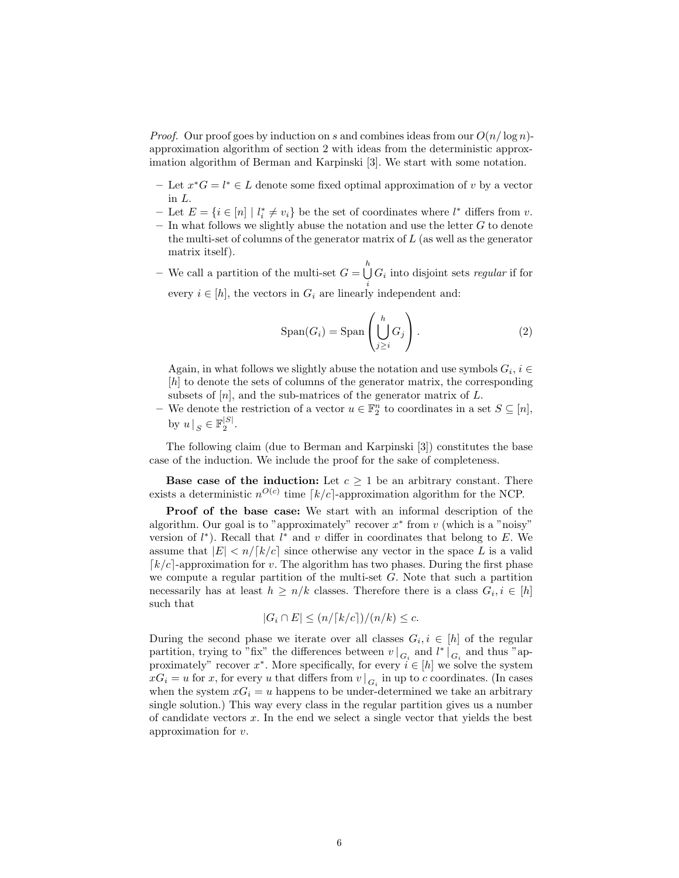*Proof.* Our proof goes by induction on $s$ and combines ideas from our $O(n/\log n)$-approximation algorithm of section 2 with ideas from the deterministic approximation algorithm of Berman and Karpinski [3]. We start with some notation.

- Let $x^*G = l^* \in L$ denote some fixed optimal approximation of $v$ by a vector in $L$.
- Let $E = \{i \in [n] \mid l^*_i \neq v_i\}$ be the set of coordinates where $l^*$ differs from $v$.
- In what follows we slightly abuse the notation and use the letter $G$ to denote the multi-set of columns of the generator matrix of $L$ (as well as the generator matrix itself).
- We call a partition of the multi-set $G = \bigcup_i^h G_i$ into disjoint sets *regular* if for every $i \in [h]$, the vectors in $G_i$ are linearly independent and:

$$\text{Span}(G_i) = \text{Span}\left(\bigcup_{j \geq i}^{h} G_j\right). \tag{2}$$

  Again, in what follows we slightly abuse the notation and use symbols $G_i, i \in [h]$ to denote the sets of columns of the generator matrix, the corresponding subsets of $[n]$, and the sub-matrices of the generator matrix of $L$.
- We denote the restriction of a vector $u \in \mathbb{F}_2^n$ to coordinates in a set $S \subseteq [n]$, by $u|_S \in \mathbb{F}_2^{|S|}$.

The following claim (due to Berman and Karpinski [3]) constitutes the base case of the induction. We include the proof for the sake of completeness.

**Base case of the induction:** Let $c \geq 1$ be an arbitrary constant. There exists a deterministic $n^{O(c)}$ time $\lceil k/c \rceil$-approximation algorithm for the NCP.

**Proof of the base case:** We start with an informal description of the algorithm. Our goal is to "approximately" recover $x^*$ from $v$ (which is a "noisy" version of $l^*$). Recall that $l^*$ and $v$ differ in coordinates that belong to $E$. We assume that $|E| < n/\lceil k/c \rceil$ since otherwise any vector in the space $L$ is a valid $\lceil k/c \rceil$-approximation for $v$. The algorithm has two phases. During the first phase we compute a regular partition of the multi-set $G$. Note that such a partition necessarily has at least $h \geq n/k$ classes. Therefore there is a class $G_i, i \in [h]$ such that

$$|G_i \cap E| \leq (n/\lceil k/c \rceil)/(n/k) \leq c.$$

During the second phase we iterate over all classes $G_i, i \in [h]$ of the regular partition, trying to "fix" the differences between $v|_{G_i}$ and $l^*|_{G_i}$ and thus "approximately" recover $x^*$. More specifically, for every $i \in [h]$ we solve the system $xG_i = u$ for $x$, for every $u$ that differs from $v|_{G_i}$ in up to $c$ coordinates. (In cases when the system $xG_i = u$ happens to be under-determined we take an arbitrary single solution.) This way every class in the regular partition gives us a number of candidate vectors $x$. In the end we select a single vector that yields the best approximation for $v$.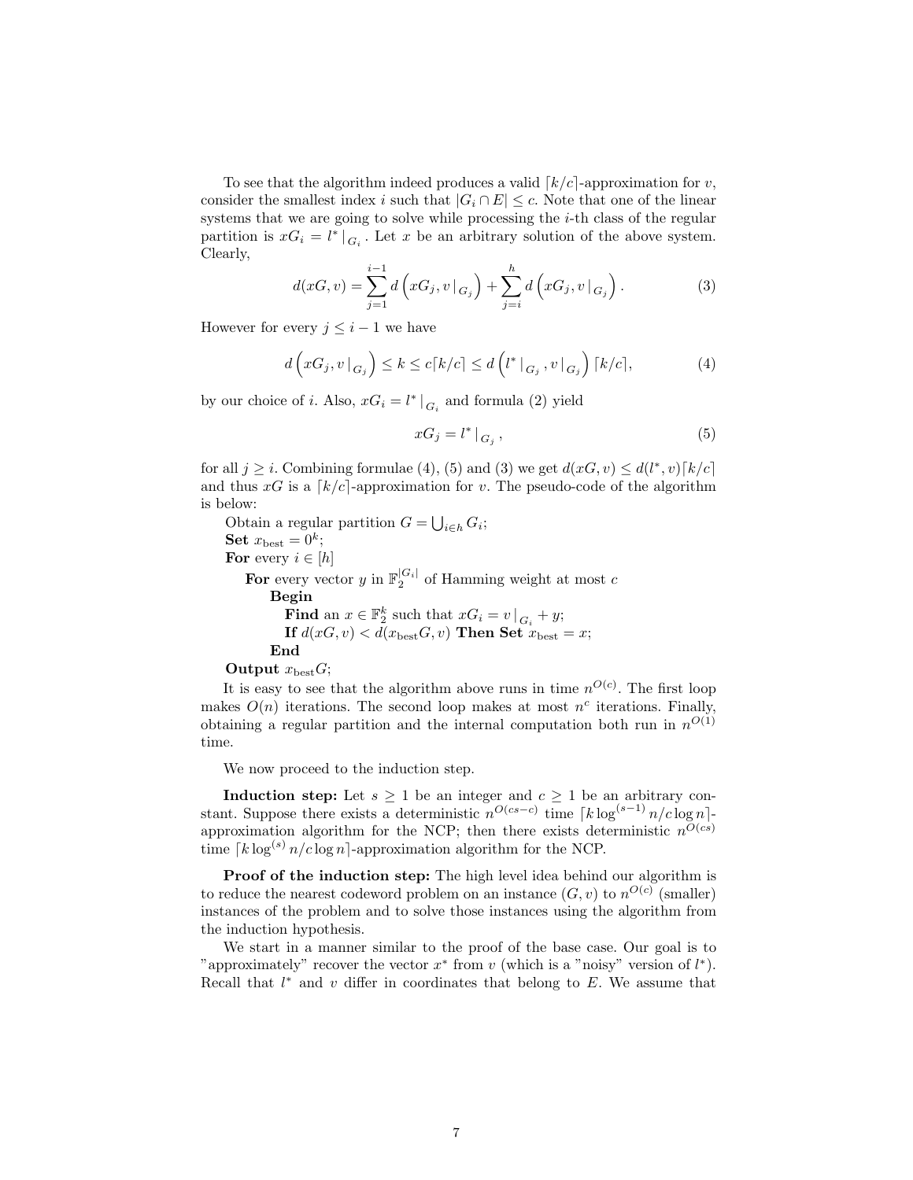To see that the algorithm indeed produces a valid $\lceil k/c \rceil$-approximation for $v$, consider the smallest index $i$ such that $|G_i \cap E| \le c$. Note that one of the linear systems that we are going to solve while processing the $i$-th class of the regular partition is $xG_i = l^* |_{G_i}$. Let $x$ be an arbitrary solution of the above system. Clearly,

$$d(xG, v) = \sum_{j=1}^{i-1} d\left(xG_j, v\,|_{G_j}\right) + \sum_{j=i}^{h} d\left(xG_j, v\,|_{G_j}\right). \tag{3}$$

However for every $j \le i-1$ we have

$$d\left(xG_j, v\,|_{G_j}\right) \le k \le c\lceil k/c \rceil \le d\left(l^*\,|_{G_j}, v\,|_{G_j}\right) \lceil k/c \rceil, \tag{4}$$

by our choice of $i$. Also, $xG_i = l^*\,|_{G_i}$ and formula (2) yield

$$xG_j = l^*\,|_{G_j}, \tag{5}$$

for all $j \ge i$. Combining formulae (4), (5) and (3) we get $d(xG, v) \le d(l^*, v)\lceil k/c \rceil$ and thus $xG$ is a $\lceil k/c \rceil$-approximation for $v$. The pseudo-code of the algorithm is below:

Obtain a regular partition $G = \bigcup_{i \in h} G_i$;
**Set** $x_{\text{best}} = 0^k$;
**For** every $i \in [h]$
  **For** every vector $y$ in $\mathbb{F}_2^{|G_i|}$ of Hamming weight at most $c$
    **Begin**
      **Find** an $x \in \mathbb{F}_2^k$ such that $xG_i = v\,|_{G_i} + y$;
      **If** $d(xG, v) < d(x_{\text{best}}G, v)$ **Then Set** $x_{\text{best}} = x$;
    **End**
**Output** $x_{\text{best}}G$;

It is easy to see that the algorithm above runs in time $n^{O(c)}$. The first loop makes $O(n)$ iterations. The second loop makes at most $n^c$ iterations. Finally, obtaining a regular partition and the internal computation both run in $n^{O(1)}$ time.

We now proceed to the induction step.

**Induction step:** Let $s \ge 1$ be an integer and $c \ge 1$ be an arbitrary constant. Suppose there exists a deterministic $n^{O(cs-c)}$ time $\lceil k \log^{(s-1)} n / c \log n \rceil$-approximation algorithm for the NCP; then there exists deterministic $n^{O(cs)}$ time $\lceil k \log^{(s)} n / c \log n \rceil$-approximation algorithm for the NCP.

**Proof of the induction step:** The high level idea behind our algorithm is to reduce the nearest codeword problem on an instance $(G, v)$ to $n^{O(c)}$ (smaller) instances of the problem and to solve those instances using the algorithm from the induction hypothesis.

We start in a manner similar to the proof of the base case. Our goal is to "approximately" recover the vector $x^*$ from $v$ (which is a "noisy" version of $l^*$). Recall that $l^*$ and $v$ differ in coordinates that belong to $E$. We assume that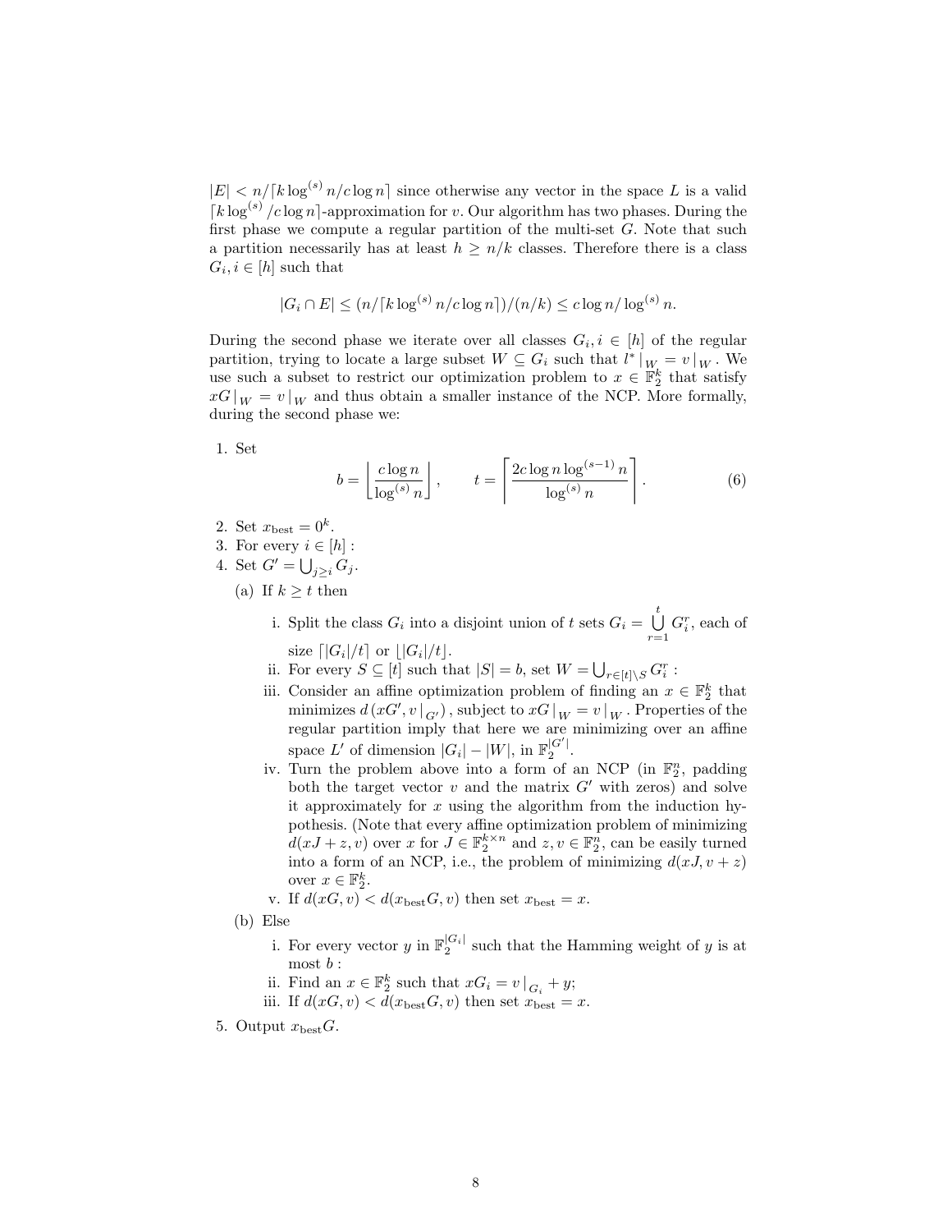$|E| < n/\lceil k \log^{(s)} n/c \log n \rceil$ since otherwise any vector in the space $L$ is a valid $\lceil k \log^{(s)} /c \log n \rceil$-approximation for $v$. Our algorithm has two phases. During the first phase we compute a regular partition of the multi-set $G$. Note that such a partition necessarily has at least $h \geq n/k$ classes. Therefore there is a class $G_i, i \in [h]$ such that

$$|G_i \cap E| \leq (n/\lceil k \log^{(s)} n/c \log n \rceil)/(n/k) \leq c \log n / \log^{(s)} n.$$

During the second phase we iterate over all classes $G_i, i \in [h]$ of the regular partition, trying to locate a large subset $W \subseteq G_i$ such that $l^* |_W = v |_W$. We use such a subset to restrict our optimization problem to $x \in \mathbb{F}_2^k$ that satisfy $xG |_W = v |_W$ and thus obtain a smaller instance of the NCP. More formally, during the second phase we:

1. Set
$$b = \left\lfloor \frac{c \log n}{\log^{(s)} n} \right\rfloor, \qquad t = \left\lceil \frac{2c \log n \log^{(s-1)} n}{\log^{(s)} n} \right\rceil. \tag{6}$$
2. Set $x_{\text{best}} = 0^k$.
3. For every $i \in [h]$ :
4. Set $G' = \bigcup_{j \geq i} G_j$.
   (a) If $k \geq t$ then
      i. Split the class $G_i$ into a disjoint union of $t$ sets $G_i = \bigcup_{r=1}^{t} G_i^r$, each of size $\lceil |G_i|/t \rceil$ or $\lfloor |G_i|/t \rfloor$.
      ii. For every $S \subseteq [t]$ such that $|S| = b$, set $W = \bigcup_{r \in [t] \setminus S} G_i^r$ :
      iii. Consider an affine optimization problem of finding an $x \in \mathbb{F}_2^k$ that minimizes $d\left(xG', v|_{G'}\right)$, subject to $xG|_W = v|_W$. Properties of the regular partition imply that here we are minimizing over an affine space $L'$ of dimension $|G_i| - |W|$, in $\mathbb{F}_2^{|G'|}$.
      iv. Turn the problem above into a form of an NCP (in $\mathbb{F}_2^n$, padding both the target vector $v$ and the matrix $G'$ with zeros) and solve it approximately for $x$ using the algorithm from the induction hypothesis. (Note that every affine optimization problem of minimizing $d(xJ + z, v)$ over $x$ for $J \in \mathbb{F}_2^{k \times n}$ and $z, v \in \mathbb{F}_2^n$, can be easily turned into a form of an NCP, i.e., the problem of minimizing $d(xJ, v + z)$ over $x \in \mathbb{F}_2^k$.
      v. If $d(xG, v) < d(x_{\text{best}} G, v)$ then set $x_{\text{best}} = x$.
   (b) Else
      i. For every vector $y$ in $\mathbb{F}_2^{|G_i|}$ such that the Hamming weight of $y$ is at most $b$ :
      ii. Find an $x \in \mathbb{F}_2^k$ such that $xG_i = v|_{G_i} + y$;
      iii. If $d(xG, v) < d(x_{\text{best}} G, v)$ then set $x_{\text{best}} = x$.
5. Output $x_{\text{best}} G$.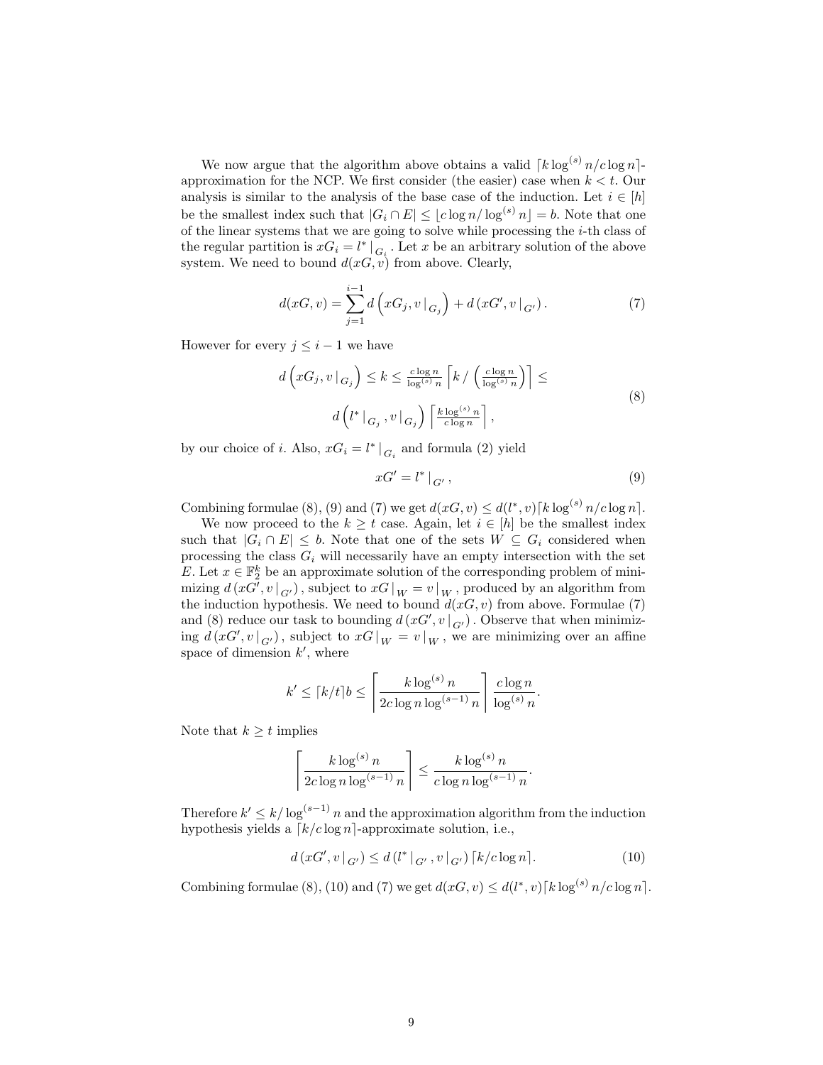We now argue that the algorithm above obtains a valid $\lceil k \log^{(s)} n / c \log n \rceil$-approximation for the NCP. We first consider (the easier) case when $k < t$. Our analysis is similar to the analysis of the base case of the induction. Let $i \in [h]$ be the smallest index such that $|G_i \cap E| \leq \lfloor c \log n / \log^{(s)} n \rfloor = b$. Note that one of the linear systems that we are going to solve while processing the $i$-th class of the regular partition is $xG_i = l^* \,|_{G_i}$. Let $x$ be an arbitrary solution of the above system. We need to bound $d(xG, v)$ from above. Clearly,

$$
d(xG, v) = \sum_{j=1}^{i-1} d\left(xG_j, v \,|_{G_j}\right) + d\left(xG', v \,|_{G'}\right). \tag{7}
$$

However for every $j \leq i-1$ we have

$$
\begin{gathered}
d\left(xG_j, v \,|_{G_j}\right) \leq k \leq \tfrac{c \log n}{\log^{(s)} n} \left\lceil k \,/\, \left(\tfrac{c \log n}{\log^{(s)} n}\right) \right\rceil \leq \\
d\left(l^* \,|_{G_j}, v \,|_{G_j}\right) \left\lceil \tfrac{k \log^{(s)} n}{c \log n} \right\rceil,
\end{gathered} \tag{8}
$$

by our choice of $i$. Also, $xG_i = l^* \,|_{G_i}$ and formula (2) yield

$$
xG' = l^* \,|_{G'}, \tag{9}
$$

Combining formulae (8), (9) and (7) we get $d(xG, v) \leq d(l^*, v) \lceil k \log^{(s)} n / c \log n \rceil$.

We now proceed to the $k \geq t$ case. Again, let $i \in [h]$ be the smallest index such that $|G_i \cap E| \leq b$. Note that one of the sets $W \subseteq G_i$ considered when processing the class $G_i$ will necessarily have an empty intersection with the set $E$. Let $x \in \mathbb{F}_2^k$ be an approximate solution of the corresponding problem of minimizing $d\left(xG', v \,|_{G'}\right)$, subject to $xG \,|_W = v \,|_W$, produced by an algorithm from the induction hypothesis. We need to bound $d(xG, v)$ from above. Formulae (7) and (8) reduce our task to bounding $d\left(xG', v \,|_{G'}\right)$. Observe that when minimizing $d\left(xG', v \,|_{G'}\right)$, subject to $xG \,|_W = v \,|_W$, we are minimizing over an affine space of dimension $k'$, where

$$
k' \leq \lceil k/t \rceil b \leq \left\lceil \frac{k \log^{(s)} n}{2c \log n \log^{(s-1)} n} \right\rceil \frac{c \log n}{\log^{(s)} n}.
$$

Note that $k \geq t$ implies

$$
\left\lceil \frac{k \log^{(s)} n}{2c \log n \log^{(s-1)} n} \right\rceil \leq \frac{k \log^{(s)} n}{c \log n \log^{(s-1)} n}.
$$

Therefore $k' \leq k / \log^{(s-1)} n$ and the approximation algorithm from the induction hypothesis yields a $\lceil k / c \log n \rceil$-approximate solution, i.e.,

$$
d\left(xG', v \,|_{G'}\right) \leq d\left(l^* \,|_{G'}, v \,|_{G'}\right) \lceil k / c \log n \rceil. \tag{10}
$$

Combining formulae (8), (10) and (7) we get $d(xG, v) \leq d(l^*, v) \lceil k \log^{(s)} n / c \log n \rceil$.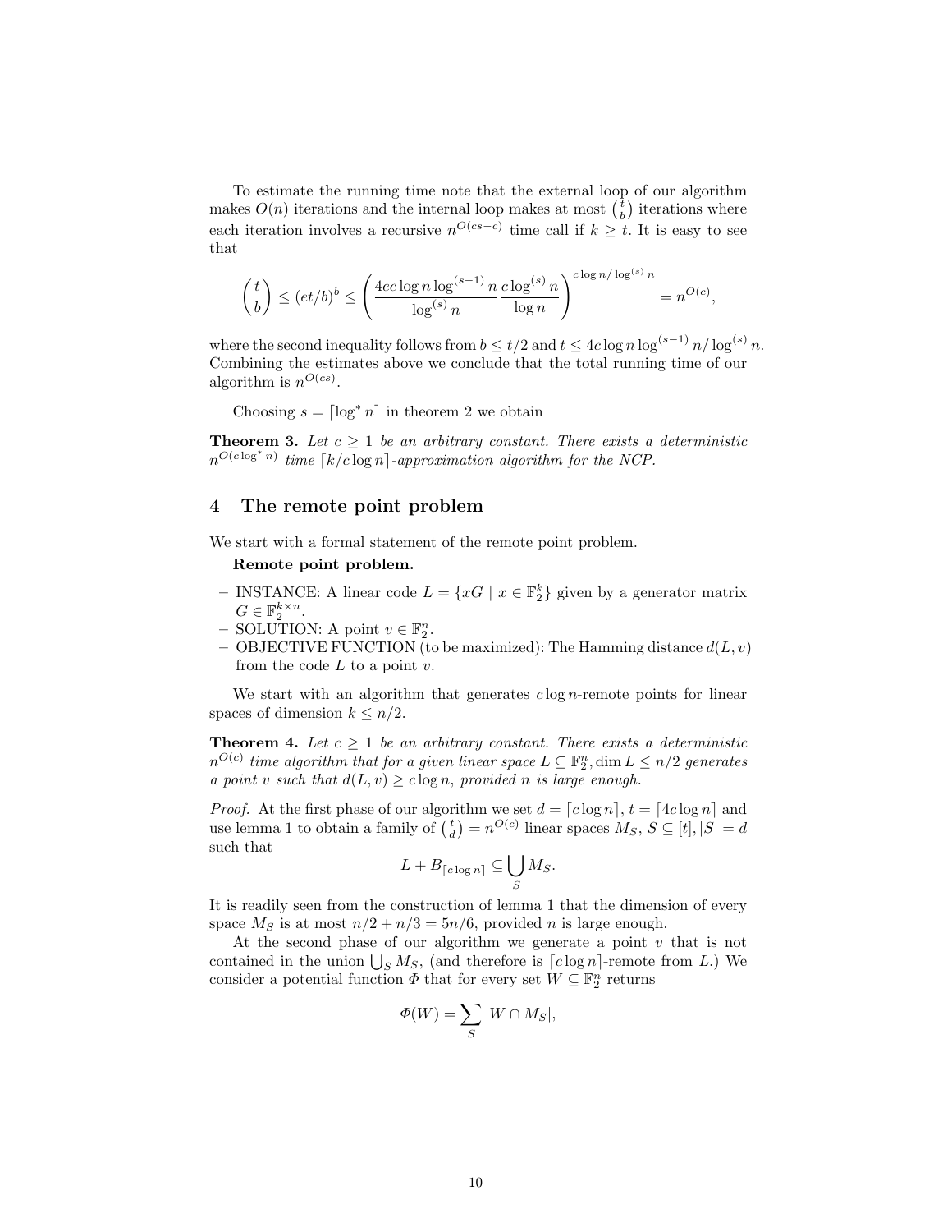To estimate the running time note that the external loop of our algorithm makes $O(n)$ iterations and the internal loop makes at most $\binom{t}{b}$ iterations where each iteration involves a recursive $n^{O(cs-c)}$ time call if $k \geq t$. It is easy to see that

$$\binom{t}{b} \leq (et/b)^b \leq \left( \frac{4ec \log n \log^{(s-1)} n}{\log^{(s)} n} \frac{c \log^{(s)} n}{\log n} \right)^{c \log n / \log^{(s)} n} = n^{O(c)},$$

where the second inequality follows from $b \leq t/2$ and $t \leq 4c \log n \log^{(s-1)} n / \log^{(s)} n$. Combining the estimates above we conclude that the total running time of our algorithm is $n^{O(cs)}$.

Choosing $s = \lceil \log^* n \rceil$ in theorem 2 we obtain

**Theorem 3.** *Let $c \geq 1$ be an arbitrary constant. There exists a deterministic $n^{O(c \log^* n)}$ time $\lceil k/c \log n \rceil$-approximation algorithm for the NCP.*

## 4 The remote point problem

We start with a formal statement of the remote point problem.

**Remote point problem.**

- INSTANCE: A linear code $L = \{xG \mid x \in \mathbb{F}_2^k\}$ given by a generator matrix $G \in \mathbb{F}_2^{k \times n}$.
- SOLUTION: A point $v \in \mathbb{F}_2^n$.
- OBJECTIVE FUNCTION (to be maximized): The Hamming distance $d(L, v)$ from the code $L$ to a point $v$.

We start with an algorithm that generates $c \log n$-remote points for linear spaces of dimension $k \leq n/2$.

**Theorem 4.** *Let $c \geq 1$ be an arbitrary constant. There exists a deterministic $n^{O(c)}$ time algorithm that for a given linear space $L \subseteq \mathbb{F}_2^n, \dim L \leq n/2$ generates a point $v$ such that $d(L, v) \geq c \log n$, provided $n$ is large enough.*

*Proof.* At the first phase of our algorithm we set $d = \lceil c \log n \rceil$, $t = \lceil 4c \log n \rceil$ and use lemma 1 to obtain a family of $\binom{t}{d} = n^{O(c)}$ linear spaces $M_S$, $S \subseteq [t], |S| = d$ such that

$$L + B_{\lceil c \log n \rceil} \subseteq \bigcup_S M_S.$$

It is readily seen from the construction of lemma 1 that the dimension of every space $M_S$ is at most $n/2 + n/3 = 5n/6$, provided $n$ is large enough.

At the second phase of our algorithm we generate a point $v$ that is not contained in the union $\bigcup_S M_S$, (and therefore is $\lceil c \log n \rceil$-remote from $L$.) We consider a potential function $\Phi$ that for every set $W \subseteq \mathbb{F}_2^n$ returns

$$\Phi(W) = \sum_S |W \cap M_S|,$$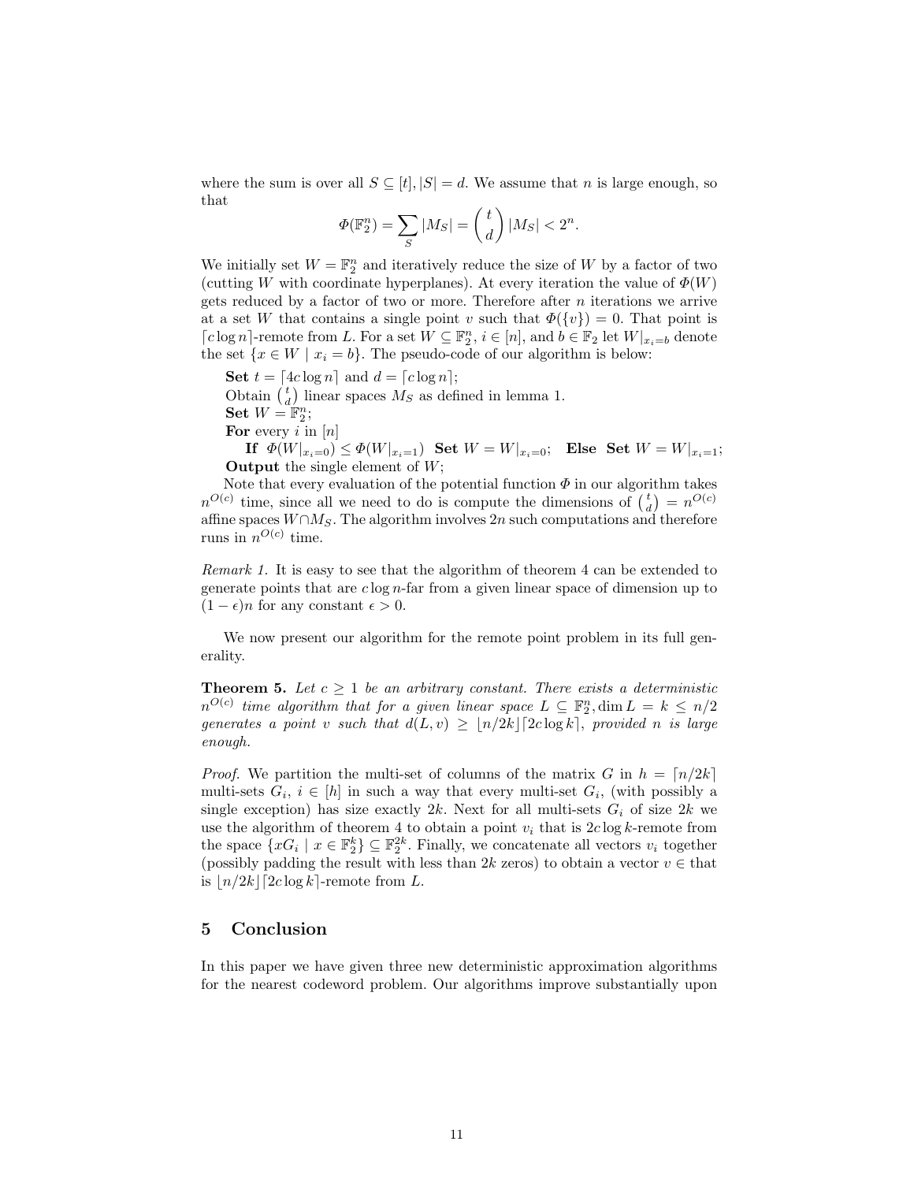where the sum is over all $S \subseteq [t], |S| = d$. We assume that $n$ is large enough, so that

$$\Phi(\mathbb{F}_2^n) = \sum_S |M_S| = \binom{t}{d} |M_S| < 2^n.$$

We initially set $W = \mathbb{F}_2^n$ and iteratively reduce the size of $W$ by a factor of two (cutting $W$ with coordinate hyperplanes). At every iteration the value of $\Phi(W)$ gets reduced by a factor of two or more. Therefore after $n$ iterations we arrive at a set $W$ that contains a single point $v$ such that $\Phi(\{v\}) = 0$. That point is $\lceil c \log n \rceil$-remote from $L$. For a set $W \subseteq \mathbb{F}_2^n$, $i \in [n]$, and $b \in \mathbb{F}_2$ let $W|_{x_i=b}$ denote the set $\{x \in W \mid x_i = b\}$. The pseudo-code of our algorithm is below:

**Set** $t = \lceil 4c \log n \rceil$ and $d = \lceil c \log n \rceil$;
Obtain $\binom{t}{d}$ linear spaces $M_S$ as defined in lemma 1.
**Set** $W = \mathbb{F}_2^n$;
**For** every $i$ in $[n]$
  **If** $\Phi(W|_{x_i=0}) \leq \Phi(W|_{x_i=1})$ **Set** $W = W|_{x_i=0}$; **Else** **Set** $W = W|_{x_i=1}$;
**Output** the single element of $W$;

Note that every evaluation of the potential function $\Phi$ in our algorithm takes $n^{O(c)}$ time, since all we need to do is compute the dimensions of $\binom{t}{d} = n^{O(c)}$ affine spaces $W \cap M_S$. The algorithm involves $2n$ such computations and therefore runs in $n^{O(c)}$ time.

*Remark 1.* It is easy to see that the algorithm of theorem 4 can be extended to generate points that are $c \log n$-far from a given linear space of dimension up to $(1 - \epsilon)n$ for any constant $\epsilon > 0$.

We now present our algorithm for the remote point problem in its full generality.

**Theorem 5.** *Let $c \geq 1$ be an arbitrary constant. There exists a deterministic $n^{O(c)}$ time algorithm that for a given linear space $L \subseteq \mathbb{F}_2^n, \dim L = k \leq n/2$ generates a point $v$ such that $d(L, v) \geq \lfloor n/2k \rfloor \lceil 2c \log k \rceil$, provided $n$ is large enough.*

*Proof.* We partition the multi-set of columns of the matrix $G$ in $h = \lceil n/2k \rceil$ multi-sets $G_i$, $i \in [h]$ in such a way that every multi-set $G_i$, (with possibly a single exception) has size exactly $2k$. Next for all multi-sets $G_i$ of size $2k$ we use the algorithm of theorem 4 to obtain a point $v_i$ that is $2c \log k$-remote from the space $\{xG_i \mid x \in \mathbb{F}_2^k\} \subseteq \mathbb{F}_2^{2k}$. Finally, we concatenate all vectors $v_i$ together (possibly padding the result with less than $2k$ zeros) to obtain a vector $v \in$ that is $\lfloor n/2k \rfloor \lceil 2c \log k \rceil$-remote from $L$.

## 5 Conclusion

In this paper we have given three new deterministic approximation algorithms for the nearest codeword problem. Our algorithms improve substantially upon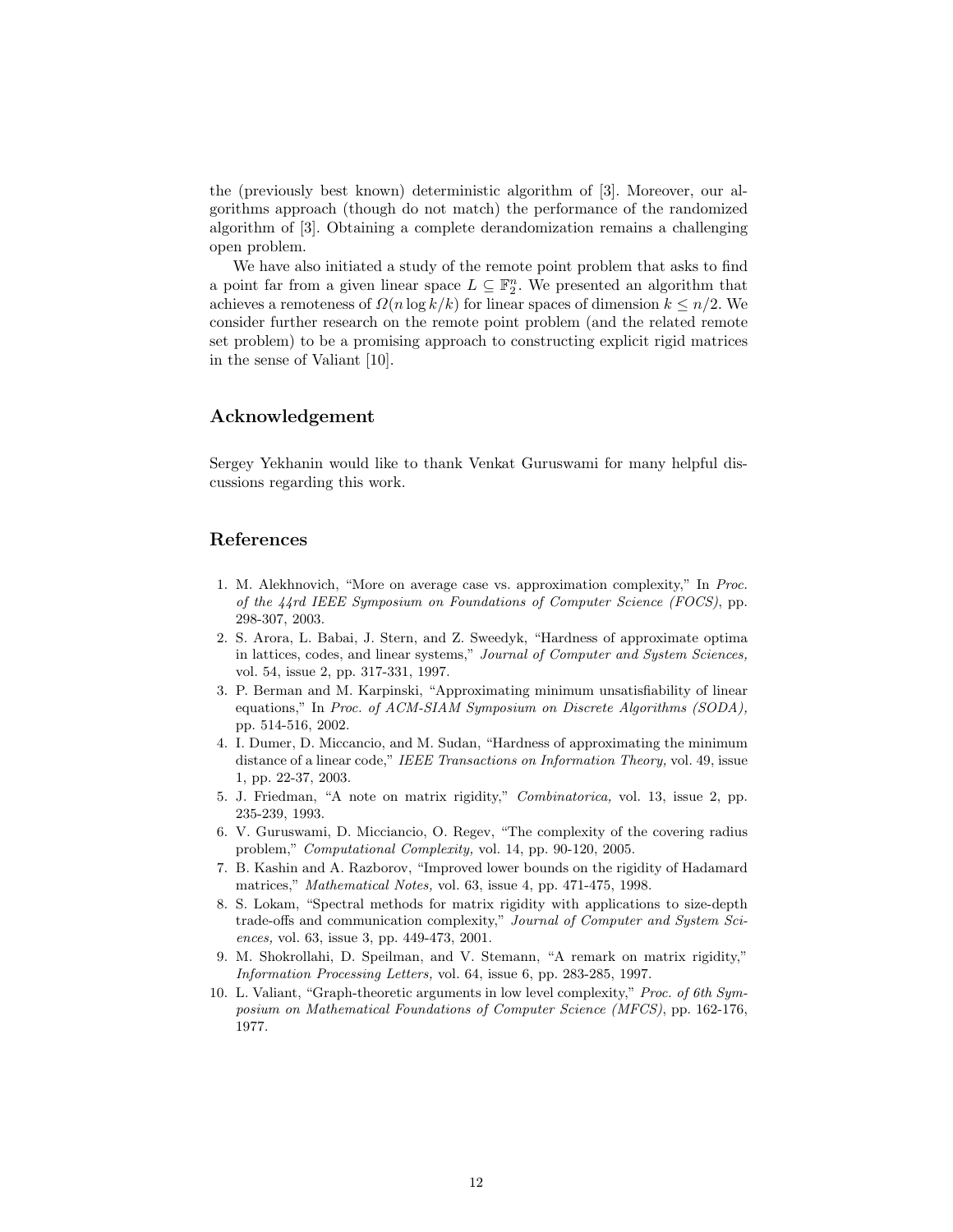the (previously best known) deterministic algorithm of [3]. Moreover, our algorithms approach (though do not match) the performance of the randomized algorithm of [3]. Obtaining a complete derandomization remains a challenging open problem.

We have also initiated a study of the remote point problem that asks to find a point far from a given linear space $L \subseteq \mathbb{F}_2^n$. We presented an algorithm that achieves a remoteness of $\Omega(n \log k/k)$ for linear spaces of dimension $k \leq n/2$. We consider further research on the remote point problem (and the related remote set problem) to be a promising approach to constructing explicit rigid matrices in the sense of Valiant [10].

## Acknowledgement

Sergey Yekhanin would like to thank Venkat Guruswami for many helpful discussions regarding this work.

## References

1. M. Alekhnovich, "More on average case vs. approximation complexity," In *Proc. of the 44rd IEEE Symposium on Foundations of Computer Science (FOCS)*, pp. 298-307, 2003.
2. S. Arora, L. Babai, J. Stern, and Z. Sweedyk, "Hardness of approximate optima in lattices, codes, and linear systems," *Journal of Computer and System Sciences,* vol. 54, issue 2, pp. 317-331, 1997.
3. P. Berman and M. Karpinski, "Approximating minimum unsatisfiability of linear equations," In *Proc. of ACM-SIAM Symposium on Discrete Algorithms (SODA),* pp. 514-516, 2002.
4. I. Dumer, D. Miccancio, and M. Sudan, "Hardness of approximating the minimum distance of a linear code," *IEEE Transactions on Information Theory,* vol. 49, issue 1, pp. 22-37, 2003.
5. J. Friedman, "A note on matrix rigidity," *Combinatorica,* vol. 13, issue 2, pp. 235-239, 1993.
6. V. Guruswami, D. Micciancio, O. Regev, "The complexity of the covering radius problem," *Computational Complexity,* vol. 14, pp. 90-120, 2005.
7. B. Kashin and A. Razborov, "Improved lower bounds on the rigidity of Hadamard matrices," *Mathematical Notes,* vol. 63, issue 4, pp. 471-475, 1998.
8. S. Lokam, "Spectral methods for matrix rigidity with applications to size-depth trade-offs and communication complexity," *Journal of Computer and System Sciences,* vol. 63, issue 3, pp. 449-473, 2001.
9. M. Shokrollahi, D. Speilman, and V. Stemann, "A remark on matrix rigidity," *Information Processing Letters,* vol. 64, issue 6, pp. 283-285, 1997.
10. L. Valiant, "Graph-theoretic arguments in low level complexity," *Proc. of 6th Symposium on Mathematical Foundations of Computer Science (MFCS)*, pp. 162-176, 1977.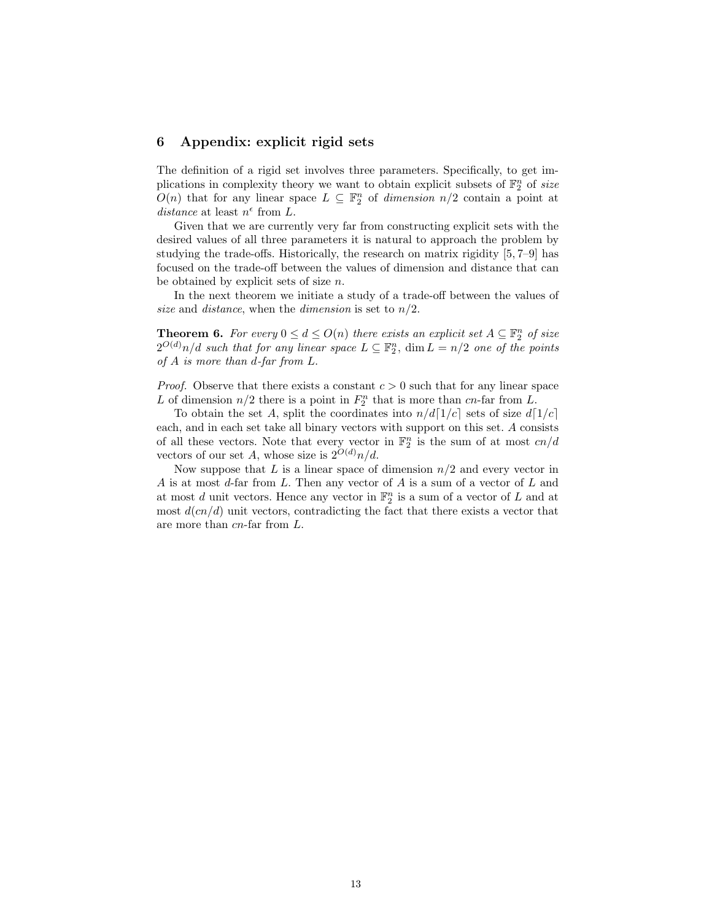## 6 Appendix: explicit rigid sets

The definition of a rigid set involves three parameters. Specifically, to get implications in complexity theory we want to obtain explicit subsets of $\mathbb{F}_2^n$ of *size* $O(n)$ that for any linear space $L \subseteq \mathbb{F}_2^n$ of *dimension* $n/2$ contain a point at *distance* at least $n^\epsilon$ from $L$.

Given that we are currently very far from constructing explicit sets with the desired values of all three parameters it is natural to approach the problem by studying the trade-offs. Historically, the research on matrix rigidity [5, 7–9] has focused on the trade-off between the values of dimension and distance that can be obtained by explicit sets of size $n$.

In the next theorem we initiate a study of a trade-off between the values of *size* and *distance*, when the *dimension* is set to $n/2$.

**Theorem 6.** *For every $0 \le d \le O(n)$ there exists an explicit set $A \subseteq \mathbb{F}_2^n$ of size $2^{O(d)}n/d$ such that for any linear space $L \subseteq \mathbb{F}_2^n$, $\dim L = n/2$ one of the points of $A$ is more than $d$-far from $L$.*

*Proof.* Observe that there exists a constant $c > 0$ such that for any linear space $L$ of dimension $n/2$ there is a point in $F_2^n$ that is more than $cn$-far from $L$.

To obtain the set $A$, split the coordinates into $n/d\lceil 1/c \rceil$ sets of size $d\lceil 1/c \rceil$ each, and in each set take all binary vectors with support on this set. $A$ consists of all these vectors. Note that every vector in $\mathbb{F}_2^n$ is the sum of at most $cn/d$ vectors of our set $A$, whose size is $2^{O(d)}n/d$.

Now suppose that $L$ is a linear space of dimension $n/2$ and every vector in $A$ is at most $d$-far from $L$. Then any vector of $A$ is a sum of a vector of $L$ and at most $d$ unit vectors. Hence any vector in $\mathbb{F}_2^n$ is a sum of a vector of $L$ and at most $d(cn/d)$ unit vectors, contradicting the fact that there exists a vector that are more than $cn$-far from $L$.